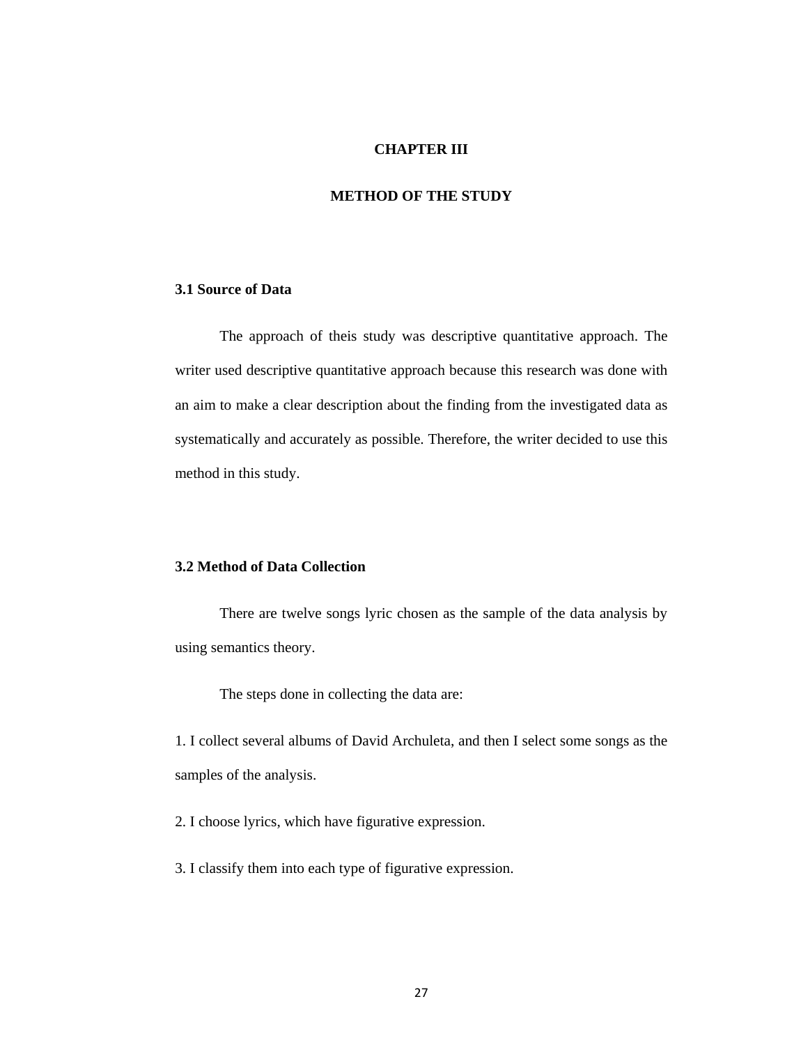# CHAPTER III

# METHOD OF THE STUDY

## 3.1 Source of Data

The approach of theis study was descriptive quantitative approach. The writer used descriptive quantitative approach because this research was done with an aim to make a clear description about the finding from the investigated data as systematically and accurately as possible. Therefore, the writer decided to use this method in this study.

## 3.2 Method of Data Collection

There are twelve songs lyric chosen as the sample of the data analysis by using semantics theory.

The steps done in collecting the data are:

1. I collect several albums of David Archuleta, and then I select some songs as the samples of the analysis.

2. I choose lyrics, which have figurative expression.

3. I classify them into each type of figurative expression.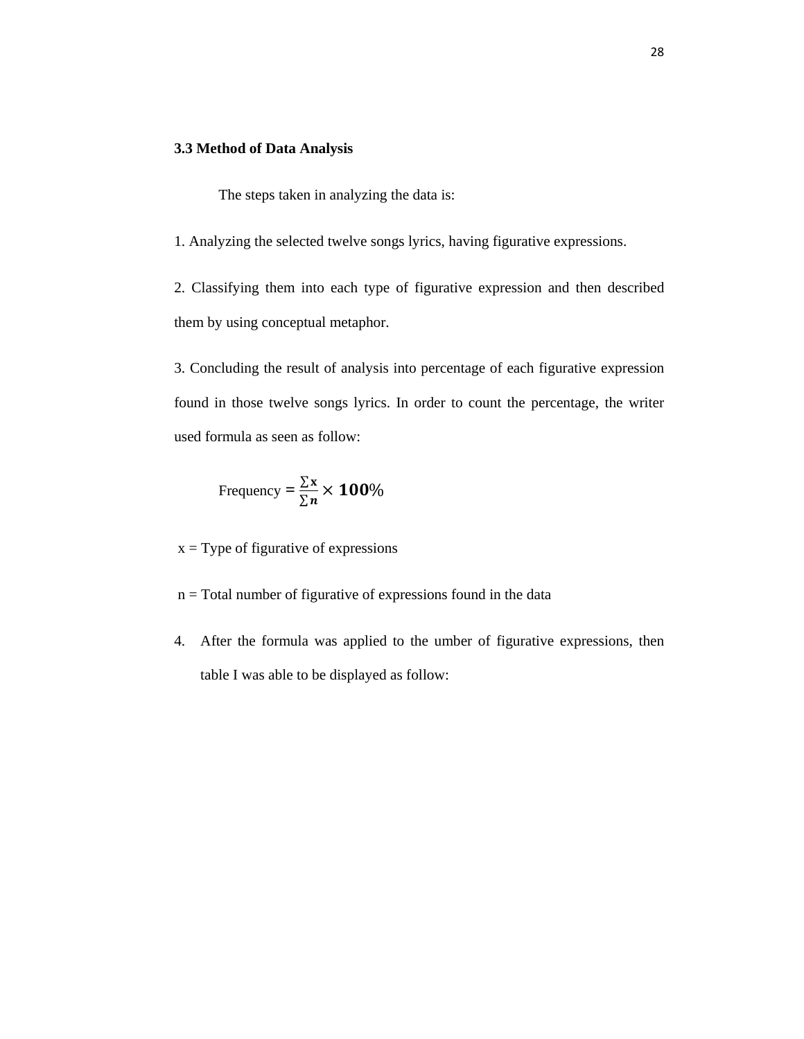### 3.3 Method of Data Analysis

The steps taken in analyzing the data is:

1. Analyzing the selected twelve songs lyrics, having figurative expressions.

2. Classifying them into each type of figurative expression and then described them by using conceptual metaphor.

3. Concluding the result of analysis into percentage of each figurative expression found in those twelve songs lyrics. In order to count the percentage, the writer used formula as seen as follow:

$$\text{Frequency} = \frac{\sum \boldsymbol{x}}{\sum \boldsymbol{n}} \times \mathbf{100}\%$$

x = Type of figurative of expressions

n = Total number of figurative of expressions found in the data

4. After the formula was applied to the umber of figurative expressions, then table I was able to be displayed as follow: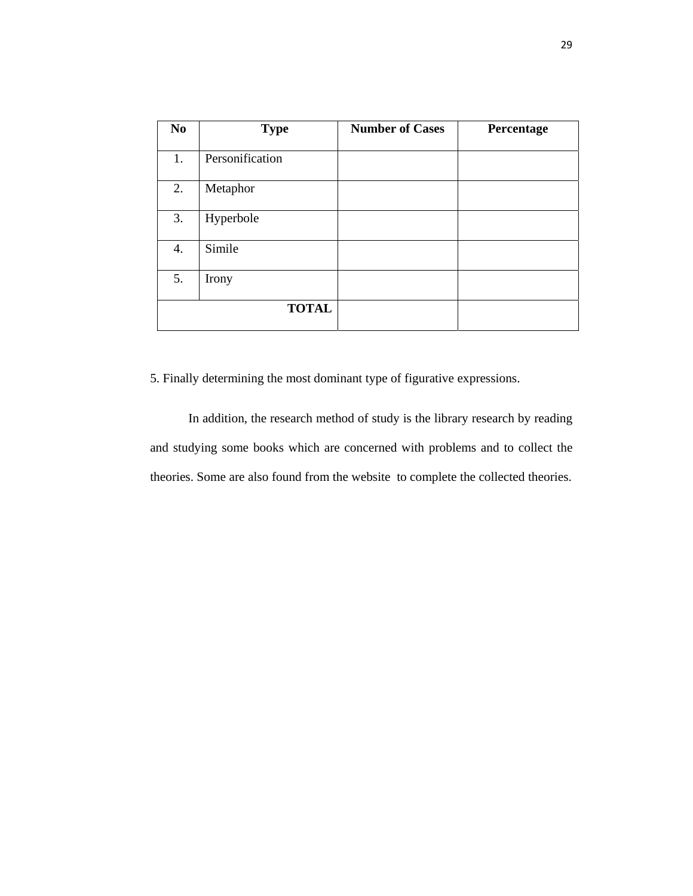| No | Type | Number of Cases | Percentage |
|---|---|---|---|
| 1. | Personification | | |
| 2. | Metaphor | | |
| 3. | Hyperbole | | |
| 4. | Simile | | |
| 5. | Irony | | |
| | **TOTAL** | | |

5. Finally determining the most dominant type of figurative expressions.

In addition, the research method of study is the library research by reading and studying some books which are concerned with problems and to collect the theories. Some are also found from the website to complete the collected theories.